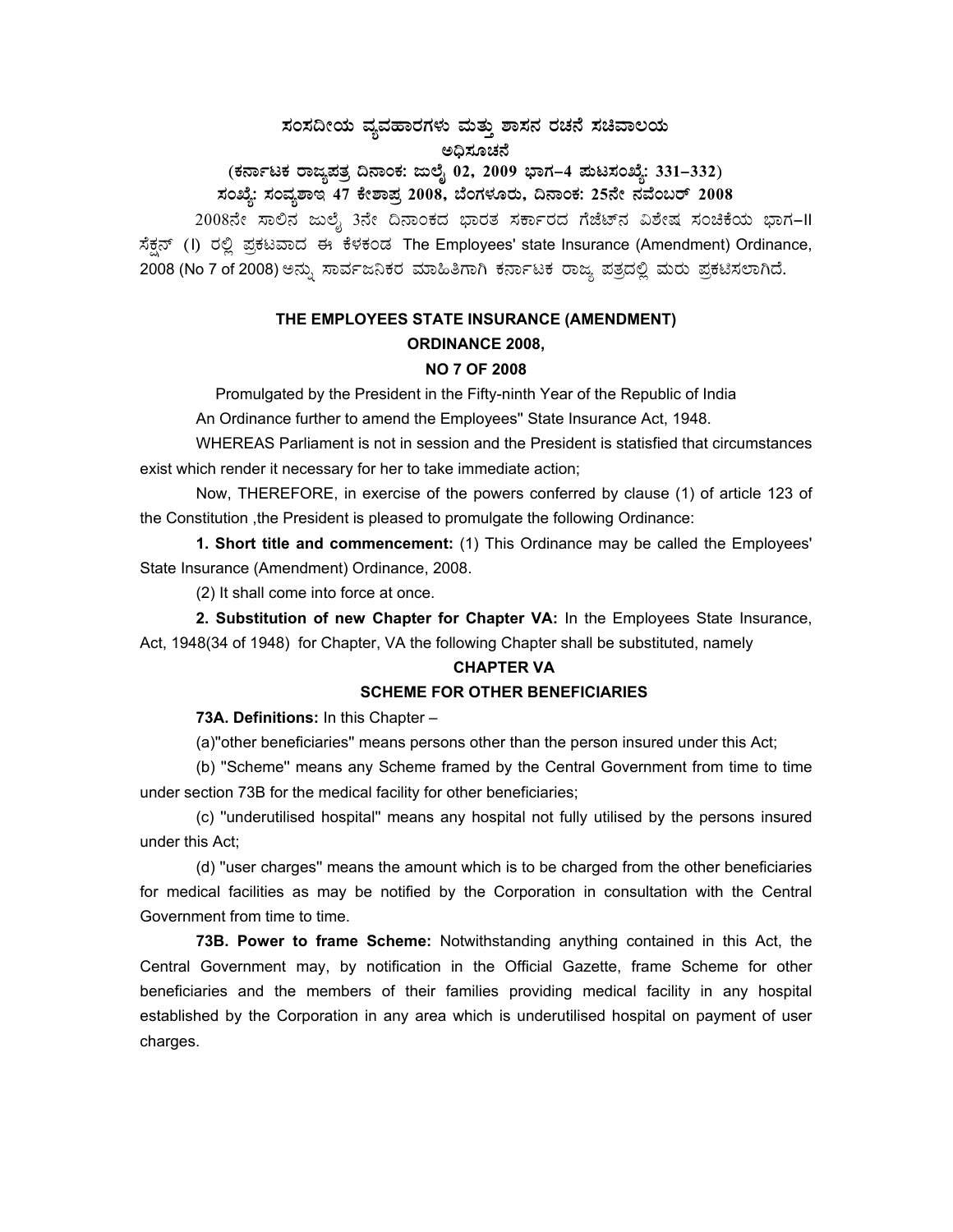# ಸಂಸದೀಯ ವ್ಯವಹಾರಗಳು ಮತ್ತು ಶಾಸನ ರಚನೆ ಸಚಿವಾಲಯ

## ಅಧಿಸೂಚನೆ

**(ಕರ್ನಾಟಕ ರಾಜ್ಯಪತ್ರ ದಿನಾಂಕ: ಜುಲೈ 02, 2009 ಭಾಗ–4 ಪುಟಸಂಖ್ಯೆ: 331–332)**

**ಸಂಖ್ಯೆ: ಸಂವ್ಯಶಾಇ 47 ಕೇಶಾಪ್ರ 2008, ಬೆಂಗಳೂರು, ದಿನಾಂಕ: 25ನೇ ನವೆಂಬರ್ 2008**

2008ನೇ ಸಾಲಿನ ಜುಲೈ 3ನೇ ದಿನಾಂಕದ ಭಾರತ ಸರ್ಕಾರದ ಗೆಜೆಟ್‌ನ ವಿಶೇಷ ಸಂಚಿಕೆಯ ಭಾಗ–II ಸೆಕ್ಷನ್ (I) ರಲ್ಲಿ ಪ್ರಕಟವಾದ ಈ ಕೆಳಕಂಡ The Employees' state Insurance (Amendment) Ordinance, 2008 (No 7 of 2008) ಅನ್ನು ಸಾರ್ವಜನಿಕರ ಮಾಹಿತಿಗಾಗಿ ಕರ್ನಾಟಕ ರಾಜ್ಯ ಪತ್ರದಲ್ಲಿ ಮರು ಪ್ರಕಟಿಸಲಾಗಿದೆ.

## THE EMPLOYEES STATE INSURANCE (AMENDMENT) ORDINANCE 2008, NO 7 OF 2008

Promulgated by the President in the Fifty-ninth Year of the Republic of India

An Ordinance further to amend the Employees'' State Insurance Act, 1948.

WHEREAS Parliament is not in session and the President is statisfied that circumstances exist which render it necessary for her to take immediate action;

Now, THEREFORE, in exercise of the powers conferred by clause (1) of article 123 of the Constitution ,the President is pleased to promulgate the following Ordinance:

**1. Short title and commencement:** (1) This Ordinance may be called the Employees' State Insurance (Amendment) Ordinance, 2008.

(2) It shall come into force at once.

**2. Substitution of new Chapter for Chapter VA:** In the Employees State Insurance, Act, 1948(34 of 1948) for Chapter, VA the following Chapter shall be substituted, namely

### CHAPTER VA

### SCHEME FOR OTHER BENEFICIARIES

**73A. Definitions:** In this Chapter –

(a)''other beneficiaries'' means persons other than the person insured under this Act;

(b) ''Scheme'' means any Scheme framed by the Central Government from time to time under section 73B for the medical facility for other beneficiaries;

(c) ''underutilised hospital'' means any hospital not fully utilised by the persons insured under this Act;

(d) ''user charges'' means the amount which is to be charged from the other beneficiaries for medical facilities as may be notified by the Corporation in consultation with the Central Government from time to time.

**73B. Power to frame Scheme:** Notwithstanding anything contained in this Act, the Central Government may, by notification in the Official Gazette, frame Scheme for other beneficiaries and the members of their families providing medical facility in any hospital established by the Corporation in any area which is underutilised hospital on payment of user charges.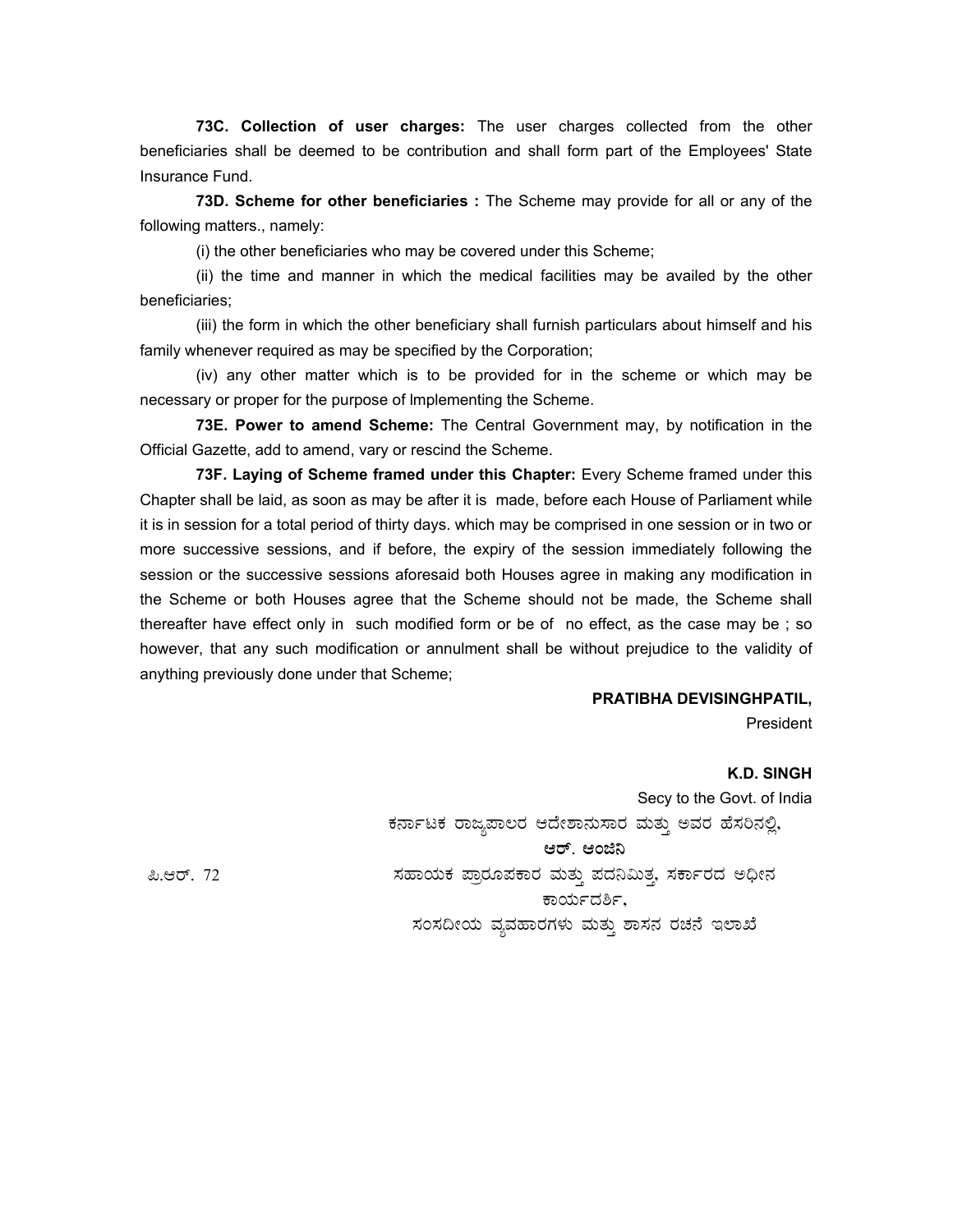**73C. Collection of user charges:** The user charges collected from the other beneficiaries shall be deemed to be contribution and shall form part of the Employees' State Insurance Fund.

**73D. Scheme for other beneficiaries :** The Scheme may provide for all or any of the following matters., namely:

(i) the other beneficiaries who may be covered under this Scheme;

(ii) the time and manner in which the medical facilities may be availed by the other beneficiaries;

(iii) the form in which the other beneficiary shall furnish particulars about himself and his family whenever required as may be specified by the Corporation;

(iv) any other matter which is to be provided for in the scheme or which may be necessary or proper for the purpose of lmplementing the Scheme.

**73E. Power to amend Scheme:** The Central Government may, by notification in the Official Gazette, add to amend, vary or rescind the Scheme.

**73F. Laying of Scheme framed under this Chapter:** Every Scheme framed under this Chapter shall be laid, as soon as may be after it is made, before each House of Parliament while it is in session for a total period of thirty days. which may be comprised in one session or in two or more successive sessions, and if before, the expiry of the session immediately following the session or the successive sessions aforesaid both Houses agree in making any modification in the Scheme or both Houses agree that the Scheme should not be made, the Scheme shall thereafter have effect only in such modified form or be of no effect, as the case may be ; so however, that any such modification or annulment shall be without prejudice to the validity of anything previously done under that Scheme;

**PRATIBHA DEVISINGHPATIL,**
President

**K.D. SINGH**
Secy to the Govt. of India

ಕರ್ನಾಟಕ ರಾಜ್ಯಪಾಲರ ಆದೇಶಾನುಸಾರ ಮತ್ತು ಅವರ ಹೆಸರಿನಲ್ಲಿ,

**ಆರ್. ಆಂಜಿನಿ**

ಪಿ.ಆರ್. 72

ಸಹಾಯಕ ಪ್ರಾರೂಪಕಾರ ಮತ್ತು ಪದನಿಮಿತ್ತ, ಸರ್ಕಾರದ ಅಧೀನ ಕಾರ್ಯದರ್ಶಿ,
ಸಂಸದೀಯ ವ್ಯವಹಾರಗಳು ಮತ್ತು ಶಾಸನ ರಚನೆ ಇಲಾಖೆ